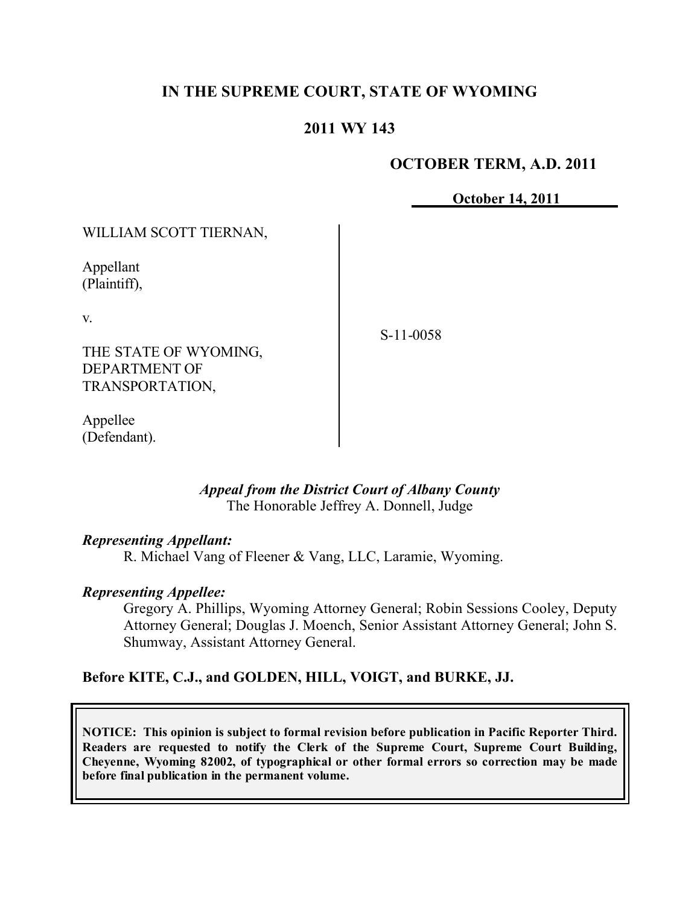# IN THE SUPREME COURT, STATE OF WYOMING

## 2011 WY 143

**OCTOBER TERM, A.D. 2011**

**October 14, 2011**

| | |
|---|---|
| WILLIAM SCOTT TIERNAN,<br><br>Appellant<br>(Plaintiff),<br><br>v.<br><br>THE STATE OF WYOMING, DEPARTMENT OF TRANSPORTATION,<br><br>Appellee<br>(Defendant). | S-11-0058 |

*Appeal from the District Court of Albany County*
The Honorable Jeffrey A. Donnell, Judge

*Representing Appellant:*
R. Michael Vang of Fleener & Vang, LLC, Laramie, Wyoming.

*Representing Appellee:*
Gregory A. Phillips, Wyoming Attorney General; Robin Sessions Cooley, Deputy Attorney General; Douglas J. Moench, Senior Assistant Attorney General; John S. Shumway, Assistant Attorney General.

**Before KITE, C.J., and GOLDEN, HILL, VOIGT, and BURKE, JJ.**

**NOTICE: This opinion is subject to formal revision before publication in Pacific Reporter Third. Readers are requested to notify the Clerk of the Supreme Court, Supreme Court Building, Cheyenne, Wyoming 82002, of typographical or other formal errors so correction may be made before final publication in the permanent volume.**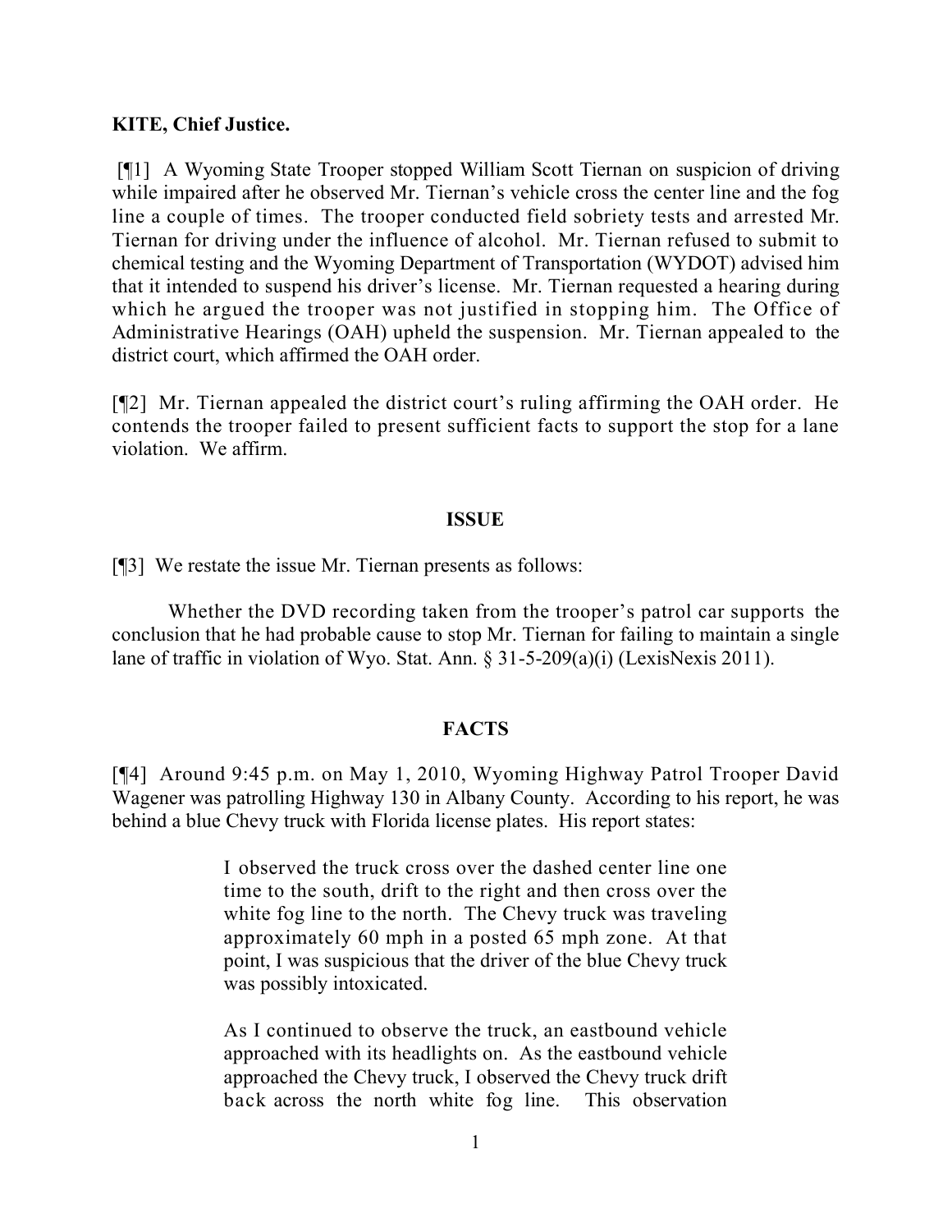**KITE, Chief Justice.**

[¶1] A Wyoming State Trooper stopped William Scott Tiernan on suspicion of driving while impaired after he observed Mr. Tiernan's vehicle cross the center line and the fog line a couple of times. The trooper conducted field sobriety tests and arrested Mr. Tiernan for driving under the influence of alcohol. Mr. Tiernan refused to submit to chemical testing and the Wyoming Department of Transportation (WYDOT) advised him that it intended to suspend his driver's license. Mr. Tiernan requested a hearing during which he argued the trooper was not justified in stopping him. The Office of Administrative Hearings (OAH) upheld the suspension. Mr. Tiernan appealed to the district court, which affirmed the OAH order.

[¶2] Mr. Tiernan appealed the district court's ruling affirming the OAH order. He contends the trooper failed to present sufficient facts to support the stop for a lane violation. We affirm.

## ISSUE

[¶3] We restate the issue Mr. Tiernan presents as follows:

Whether the DVD recording taken from the trooper's patrol car supports the conclusion that he had probable cause to stop Mr. Tiernan for failing to maintain a single lane of traffic in violation of Wyo. Stat. Ann. § 31-5-209(a)(i) (LexisNexis 2011).

## FACTS

[¶4] Around 9:45 p.m. on May 1, 2010, Wyoming Highway Patrol Trooper David Wagener was patrolling Highway 130 in Albany County. According to his report, he was behind a blue Chevy truck with Florida license plates. His report states:

> I observed the truck cross over the dashed center line one time to the south, drift to the right and then cross over the white fog line to the north. The Chevy truck was traveling approximately 60 mph in a posted 65 mph zone. At that point, I was suspicious that the driver of the blue Chevy truck was possibly intoxicated.
>
> As I continued to observe the truck, an eastbound vehicle approached with its headlights on. As the eastbound vehicle approached the Chevy truck, I observed the Chevy truck drift back across the north white fog line. This observation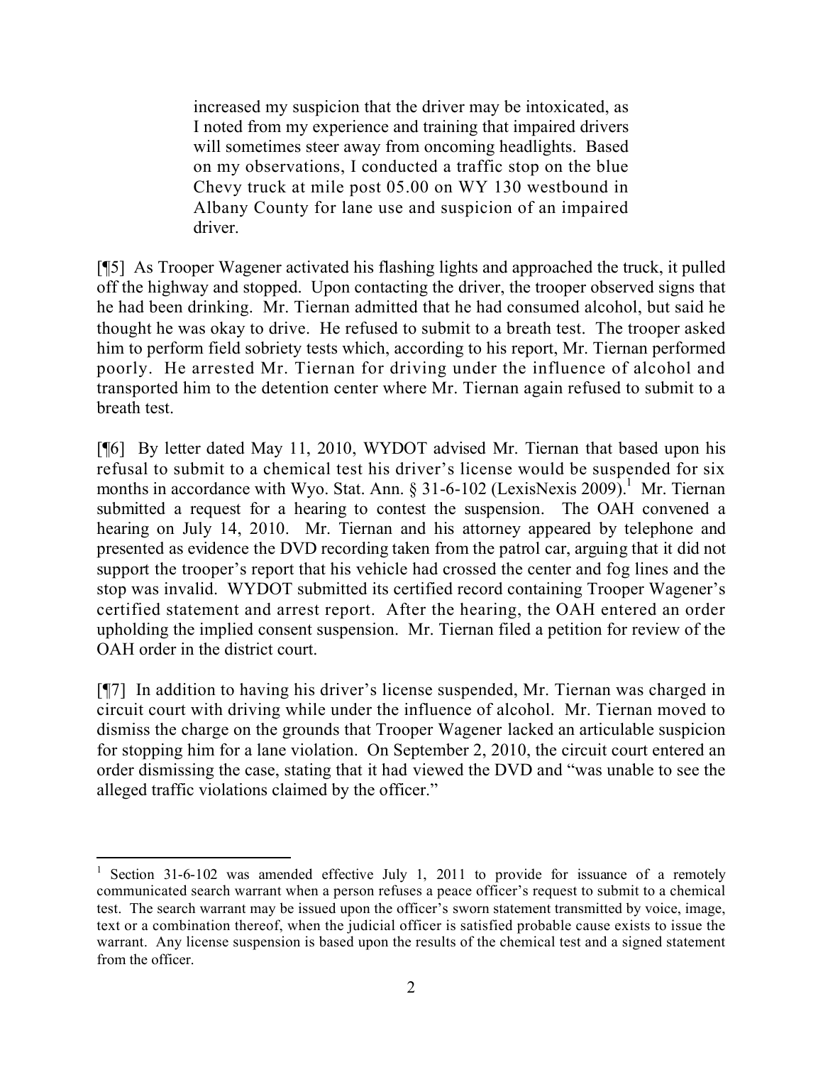> increased my suspicion that the driver may be intoxicated, as I noted from my experience and training that impaired drivers will sometimes steer away from oncoming headlights. Based on my observations, I conducted a traffic stop on the blue Chevy truck at mile post 05.00 on WY 130 westbound in Albany County for lane use and suspicion of an impaired driver.

[¶5] As Trooper Wagener activated his flashing lights and approached the truck, it pulled off the highway and stopped. Upon contacting the driver, the trooper observed signs that he had been drinking. Mr. Tiernan admitted that he had consumed alcohol, but said he thought he was okay to drive. He refused to submit to a breath test. The trooper asked him to perform field sobriety tests which, according to his report, Mr. Tiernan performed poorly. He arrested Mr. Tiernan for driving under the influence of alcohol and transported him to the detention center where Mr. Tiernan again refused to submit to a breath test.

[¶6] By letter dated May 11, 2010, WYDOT advised Mr. Tiernan that based upon his refusal to submit to a chemical test his driver's license would be suspended for six months in accordance with Wyo. Stat. Ann. § 31-6-102 (LexisNexis 2009).[1] Mr. Tiernan submitted a request for a hearing to contest the suspension. The OAH convened a hearing on July 14, 2010. Mr. Tiernan and his attorney appeared by telephone and presented as evidence the DVD recording taken from the patrol car, arguing that it did not support the trooper's report that his vehicle had crossed the center and fog lines and the stop was invalid. WYDOT submitted its certified record containing Trooper Wagener's certified statement and arrest report. After the hearing, the OAH entered an order upholding the implied consent suspension. Mr. Tiernan filed a petition for review of the OAH order in the district court.

[¶7] In addition to having his driver's license suspended, Mr. Tiernan was charged in circuit court with driving while under the influence of alcohol. Mr. Tiernan moved to dismiss the charge on the grounds that Trooper Wagener lacked an articulable suspicion for stopping him for a lane violation. On September 2, 2010, the circuit court entered an order dismissing the case, stating that it had viewed the DVD and "was unable to see the alleged traffic violations claimed by the officer."

---

[1] Section 31-6-102 was amended effective July 1, 2011 to provide for issuance of a remotely communicated search warrant when a person refuses a peace officer's request to submit to a chemical test. The search warrant may be issued upon the officer's sworn statement transmitted by voice, image, text or a combination thereof, when the judicial officer is satisfied probable cause exists to issue the warrant. Any license suspension is based upon the results of the chemical test and a signed statement from the officer.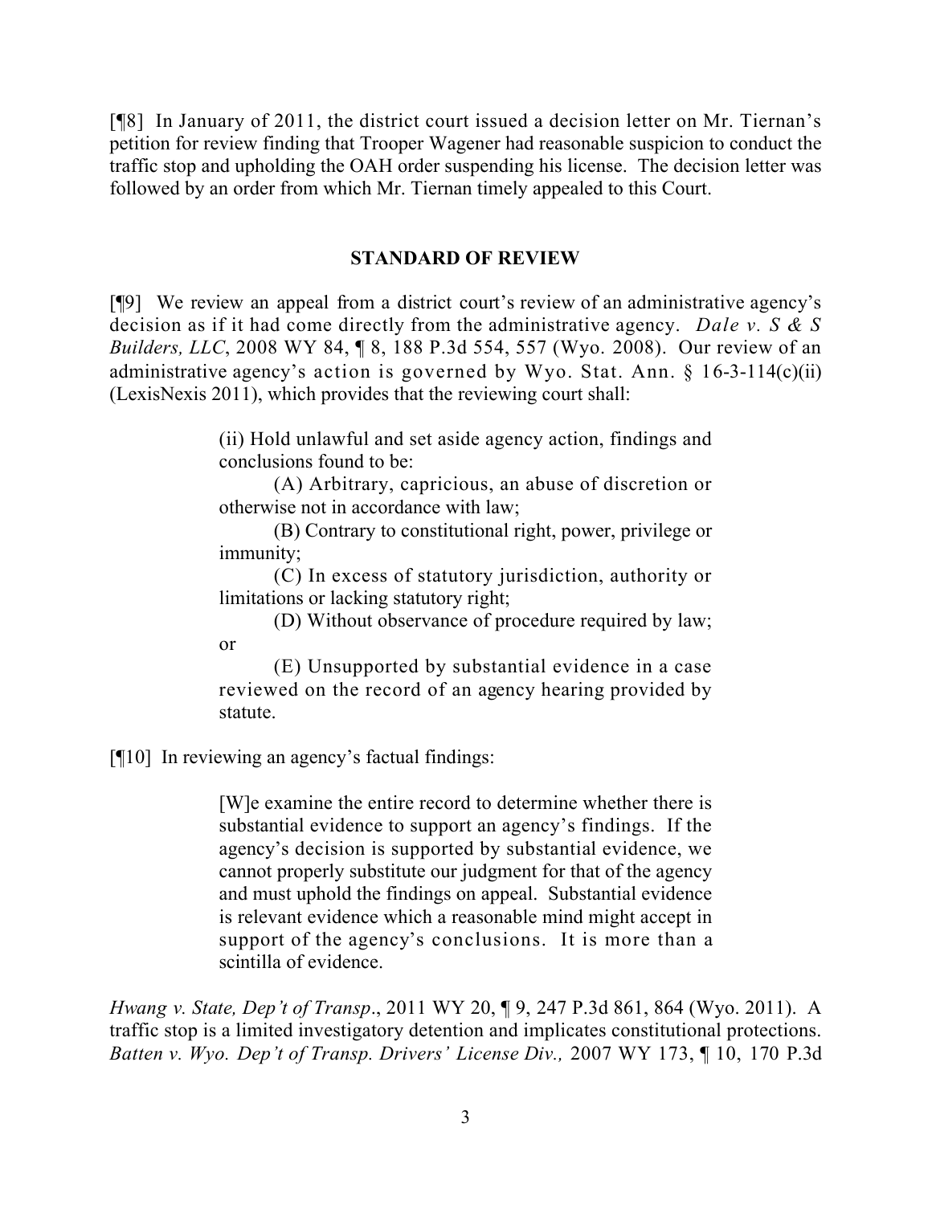[¶8] In January of 2011, the district court issued a decision letter on Mr. Tiernan's petition for review finding that Trooper Wagener had reasonable suspicion to conduct the traffic stop and upholding the OAH order suspending his license. The decision letter was followed by an order from which Mr. Tiernan timely appealed to this Court.

## STANDARD OF REVIEW

[¶9] We review an appeal from a district court's review of an administrative agency's decision as if it had come directly from the administrative agency. *Dale v. S & S Builders, LLC*, 2008 WY 84, ¶ 8, 188 P.3d 554, 557 (Wyo. 2008). Our review of an administrative agency's action is governed by Wyo. Stat. Ann. § 16-3-114(c)(ii) (LexisNexis 2011), which provides that the reviewing court shall:

> (ii) Hold unlawful and set aside agency action, findings and conclusions found to be:
>
> (A) Arbitrary, capricious, an abuse of discretion or otherwise not in accordance with law;
>
> (B) Contrary to constitutional right, power, privilege or immunity;
>
> (C) In excess of statutory jurisdiction, authority or limitations or lacking statutory right;
>
> (D) Without observance of procedure required by law; or
>
> (E) Unsupported by substantial evidence in a case reviewed on the record of an agency hearing provided by statute.

[¶10] In reviewing an agency's factual findings:

> [W]e examine the entire record to determine whether there is substantial evidence to support an agency's findings. If the agency's decision is supported by substantial evidence, we cannot properly substitute our judgment for that of the agency and must uphold the findings on appeal. Substantial evidence is relevant evidence which a reasonable mind might accept in support of the agency's conclusions. It is more than a scintilla of evidence.

*Hwang v. State, Dep't of Transp*., 2011 WY 20, ¶ 9, 247 P.3d 861, 864 (Wyo. 2011). A traffic stop is a limited investigatory detention and implicates constitutional protections. *Batten v. Wyo. Dep't of Transp. Drivers' License Div.,* 2007 WY 173, ¶ 10, 170 P.3d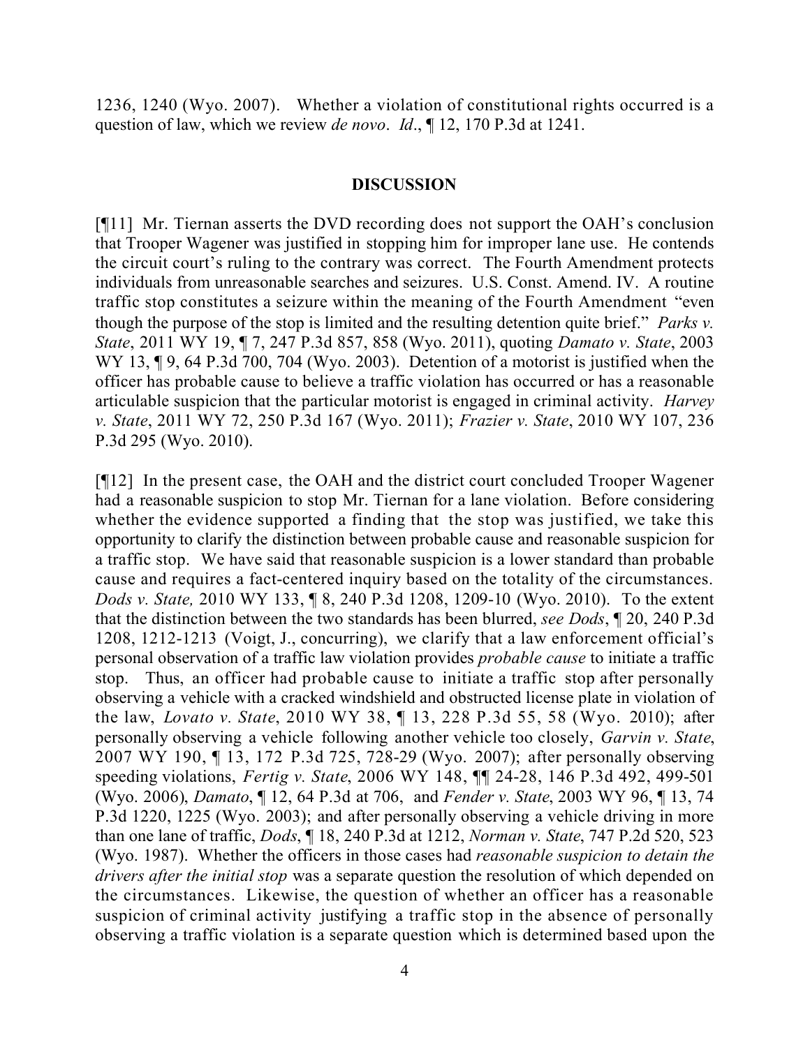1236, 1240 (Wyo. 2007). Whether a violation of constitutional rights occurred is a question of law, which we review *de novo*. *Id*., ¶ 12, 170 P.3d at 1241.

## DISCUSSION

[¶11] Mr. Tiernan asserts the DVD recording does not support the OAH's conclusion that Trooper Wagener was justified in stopping him for improper lane use. He contends the circuit court's ruling to the contrary was correct. The Fourth Amendment protects individuals from unreasonable searches and seizures. U.S. Const. Amend. IV. A routine traffic stop constitutes a seizure within the meaning of the Fourth Amendment "even though the purpose of the stop is limited and the resulting detention quite brief." *Parks v. State*, 2011 WY 19, ¶ 7, 247 P.3d 857, 858 (Wyo. 2011), quoting *Damato v. State*, 2003 WY 13, ¶ 9, 64 P.3d 700, 704 (Wyo. 2003). Detention of a motorist is justified when the officer has probable cause to believe a traffic violation has occurred or has a reasonable articulable suspicion that the particular motorist is engaged in criminal activity. *Harvey v. State*, 2011 WY 72, 250 P.3d 167 (Wyo. 2011); *Frazier v. State*, 2010 WY 107, 236 P.3d 295 (Wyo. 2010).

[¶12] In the present case, the OAH and the district court concluded Trooper Wagener had a reasonable suspicion to stop Mr. Tiernan for a lane violation. Before considering whether the evidence supported a finding that the stop was justified, we take this opportunity to clarify the distinction between probable cause and reasonable suspicion for a traffic stop. We have said that reasonable suspicion is a lower standard than probable cause and requires a fact-centered inquiry based on the totality of the circumstances. *Dods v. State,* 2010 WY 133, ¶ 8, 240 P.3d 1208, 1209-10 (Wyo. 2010). To the extent that the distinction between the two standards has been blurred, *see Dods*, ¶ 20, 240 P.3d 1208, 1212-1213 (Voigt, J., concurring), we clarify that a law enforcement official's personal observation of a traffic law violation provides *probable cause* to initiate a traffic stop. Thus, an officer had probable cause to initiate a traffic stop after personally observing a vehicle with a cracked windshield and obstructed license plate in violation of the law, *Lovato v. State*, 2010 WY 38, ¶ 13, 228 P.3d 55, 58 (Wyo. 2010); after personally observing a vehicle following another vehicle too closely, *Garvin v. State*, 2007 WY 190, ¶ 13, 172 P.3d 725, 728-29 (Wyo. 2007); after personally observing speeding violations, *Fertig v. State*, 2006 WY 148, ¶¶ 24-28, 146 P.3d 492, 499-501 (Wyo. 2006), *Damato*, ¶ 12, 64 P.3d at 706, and *Fender v. State*, 2003 WY 96, ¶ 13, 74 P.3d 1220, 1225 (Wyo. 2003); and after personally observing a vehicle driving in more than one lane of traffic, *Dods*, ¶ 18, 240 P.3d at 1212, *Norman v. State*, 747 P.2d 520, 523 (Wyo. 1987). Whether the officers in those cases had *reasonable suspicion to detain the drivers after the initial stop* was a separate question the resolution of which depended on the circumstances. Likewise, the question of whether an officer has a reasonable suspicion of criminal activity justifying a traffic stop in the absence of personally observing a traffic violation is a separate question which is determined based upon the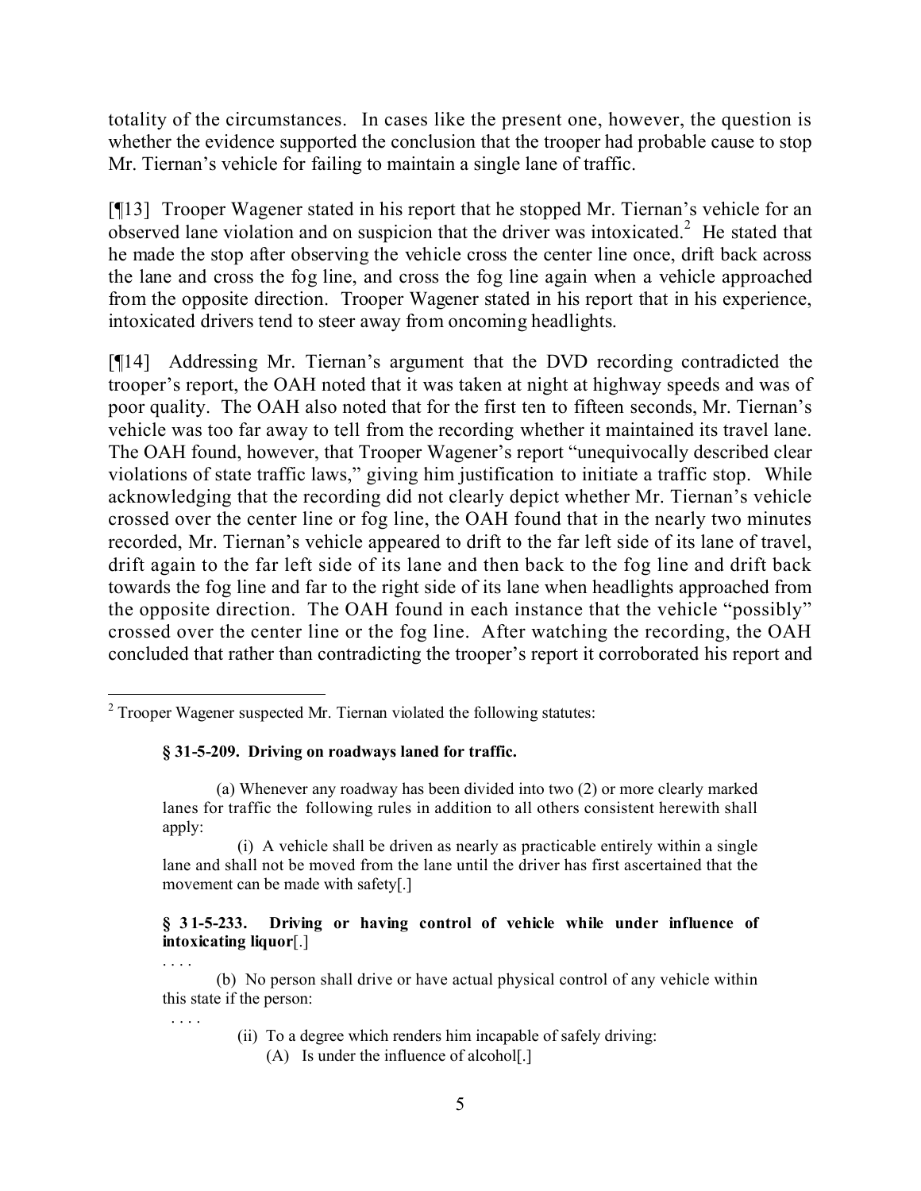totality of the circumstances. In cases like the present one, however, the question is whether the evidence supported the conclusion that the trooper had probable cause to stop Mr. Tiernan's vehicle for failing to maintain a single lane of traffic.

[¶13] Trooper Wagener stated in his report that he stopped Mr. Tiernan's vehicle for an observed lane violation and on suspicion that the driver was intoxicated.[2] He stated that he made the stop after observing the vehicle cross the center line once, drift back across the lane and cross the fog line, and cross the fog line again when a vehicle approached from the opposite direction. Trooper Wagener stated in his report that in his experience, intoxicated drivers tend to steer away from oncoming headlights.

[¶14] Addressing Mr. Tiernan's argument that the DVD recording contradicted the trooper's report, the OAH noted that it was taken at night at highway speeds and was of poor quality. The OAH also noted that for the first ten to fifteen seconds, Mr. Tiernan's vehicle was too far away to tell from the recording whether it maintained its travel lane. The OAH found, however, that Trooper Wagener's report "unequivocally described clear violations of state traffic laws," giving him justification to initiate a traffic stop. While acknowledging that the recording did not clearly depict whether Mr. Tiernan's vehicle crossed over the center line or fog line, the OAH found that in the nearly two minutes recorded, Mr. Tiernan's vehicle appeared to drift to the far left side of its lane of travel, drift again to the far left side of its lane and then back to the fog line and drift back towards the fog line and far to the right side of its lane when headlights approached from the opposite direction. The OAH found in each instance that the vehicle "possibly" crossed over the center line or the fog line. After watching the recording, the OAH concluded that rather than contradicting the trooper's report it corroborated his report and

---

[2] Trooper Wagener suspected Mr. Tiernan violated the following statutes:

> **§ 31-5-209. Driving on roadways laned for traffic.**
>
> (a) Whenever any roadway has been divided into two (2) or more clearly marked lanes for traffic the following rules in addition to all others consistent herewith shall apply:
>
> (i) A vehicle shall be driven as nearly as practicable entirely within a single lane and shall not be moved from the lane until the driver has first ascertained that the movement can be made with safety[.]
>
> **§ 31-5-233. Driving or having control of vehicle while under influence of intoxicating liquor**[.]
>
> . . . .
>
> (b) No person shall drive or have actual physical control of any vehicle within this state if the person:
>
> . . . .
>
> (ii) To a degree which renders him incapable of safely driving:
>
> (A) Is under the influence of alcohol[.]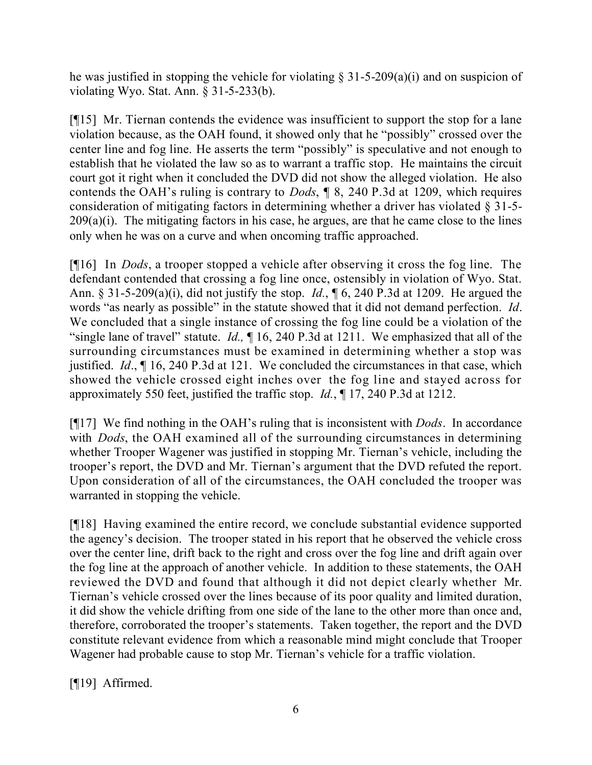he was justified in stopping the vehicle for violating § 31-5-209(a)(i) and on suspicion of violating Wyo. Stat. Ann. § 31-5-233(b).

[¶15] Mr. Tiernan contends the evidence was insufficient to support the stop for a lane violation because, as the OAH found, it showed only that he "possibly" crossed over the center line and fog line. He asserts the term "possibly" is speculative and not enough to establish that he violated the law so as to warrant a traffic stop. He maintains the circuit court got it right when it concluded the DVD did not show the alleged violation. He also contends the OAH's ruling is contrary to *Dods*, ¶ 8, 240 P.3d at 1209, which requires consideration of mitigating factors in determining whether a driver has violated § 31-5-209(a)(i). The mitigating factors in his case, he argues, are that he came close to the lines only when he was on a curve and when oncoming traffic approached.

[¶16] In *Dods*, a trooper stopped a vehicle after observing it cross the fog line. The defendant contended that crossing a fog line once, ostensibly in violation of Wyo. Stat. Ann. § 31-5-209(a)(i), did not justify the stop. *Id*., ¶ 6, 240 P.3d at 1209. He argued the words "as nearly as possible" in the statute showed that it did not demand perfection. *Id*. We concluded that a single instance of crossing the fog line could be a violation of the "single lane of travel" statute. *Id.,* ¶ 16, 240 P.3d at 1211. We emphasized that all of the surrounding circumstances must be examined in determining whether a stop was justified. *Id*., ¶ 16, 240 P.3d at 121. We concluded the circumstances in that case, which showed the vehicle crossed eight inches over the fog line and stayed across for approximately 550 feet, justified the traffic stop. *Id.*, ¶ 17, 240 P.3d at 1212.

[¶17] We find nothing in the OAH's ruling that is inconsistent with *Dods*. In accordance with *Dods*, the OAH examined all of the surrounding circumstances in determining whether Trooper Wagener was justified in stopping Mr. Tiernan's vehicle, including the trooper's report, the DVD and Mr. Tiernan's argument that the DVD refuted the report. Upon consideration of all of the circumstances, the OAH concluded the trooper was warranted in stopping the vehicle.

[¶18] Having examined the entire record, we conclude substantial evidence supported the agency's decision. The trooper stated in his report that he observed the vehicle cross over the center line, drift back to the right and cross over the fog line and drift again over the fog line at the approach of another vehicle. In addition to these statements, the OAH reviewed the DVD and found that although it did not depict clearly whether Mr. Tiernan's vehicle crossed over the lines because of its poor quality and limited duration, it did show the vehicle drifting from one side of the lane to the other more than once and, therefore, corroborated the trooper's statements. Taken together, the report and the DVD constitute relevant evidence from which a reasonable mind might conclude that Trooper Wagener had probable cause to stop Mr. Tiernan's vehicle for a traffic violation.

[¶19] Affirmed.